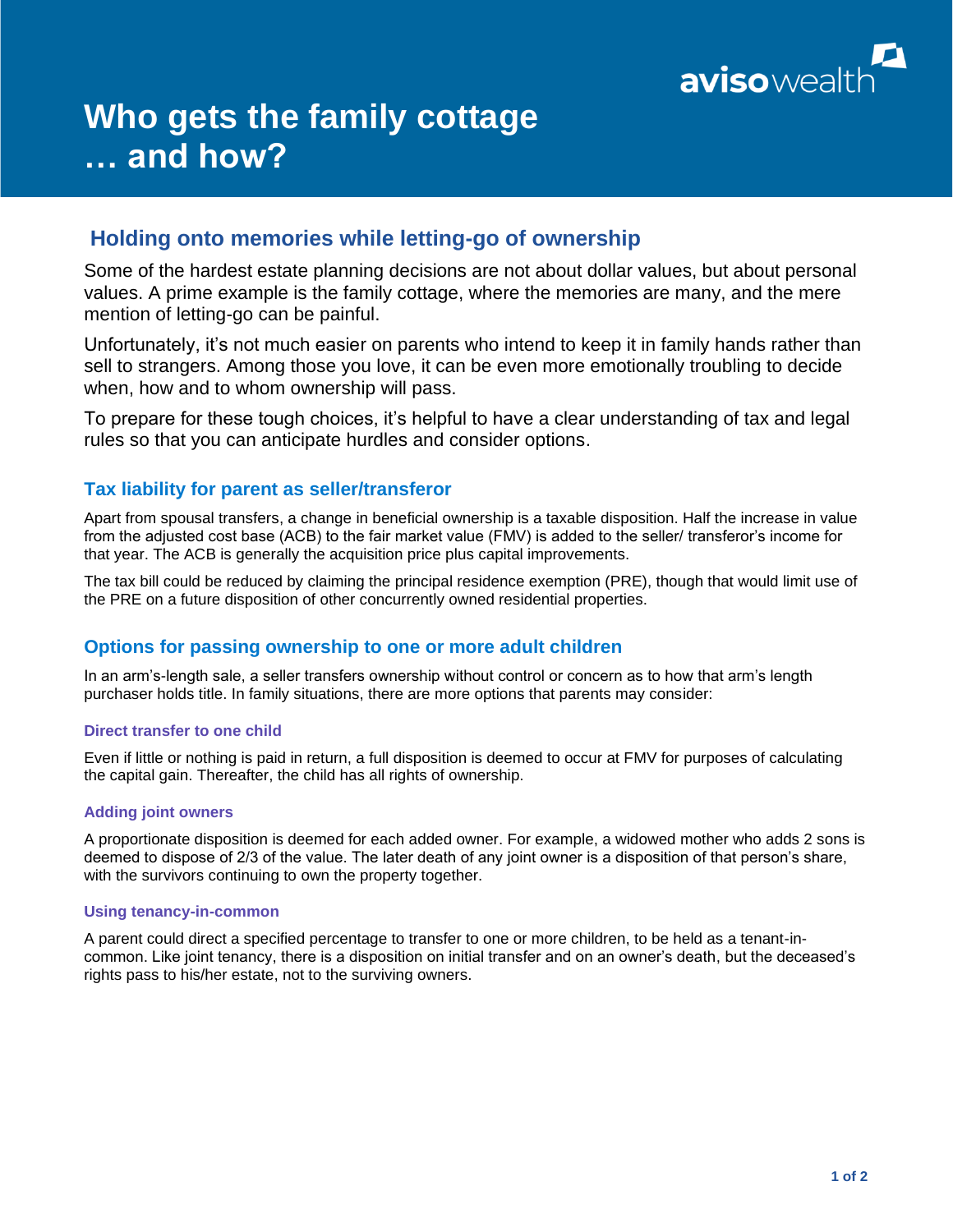# Who gets the family cottage … and how?

## Holding onto memories while letting-go of ownership

Some of the hardest estate planning decisions are not about dollar values, but about personal values. A prime example is the family cottage, where the memories are many, and the mere mention of letting-go can be painful.

Unfortunately, it's not much easier on parents who intend to keep it in family hands rather than sell to strangers. Among those you love, it can be even more emotionally troubling to decide when, how and to whom ownership will pass.

To prepare for these tough choices, it's helpful to have a clear understanding of tax and legal rules so that you can anticipate hurdles and consider options.

## Tax liability for parent as seller/transferor

Apart from spousal transfers, a change in beneficial ownership is a taxable disposition. Half the increase in value from the adjusted cost base (ACB) to the fair market value (FMV) is added to the seller/ transferor's income for that year. The ACB is generally the acquisition price plus capital improvements.

The tax bill could be reduced by claiming the principal residence exemption (PRE), though that would limit use of the PRE on a future disposition of other concurrently owned residential properties.

## Options for passing ownership to one or more adult children

In an arm's-length sale, a seller transfers ownership without control or concern as to how that arm's length purchaser holds title. In family situations, there are more options that parents may consider:

### Direct transfer to one child

Even if little or nothing is paid in return, a full disposition is deemed to occur at FMV for purposes of calculating the capital gain. Thereafter, the child has all rights of ownership.

### Adding joint owners

A proportionate disposition is deemed for each added owner. For example, a widowed mother who adds 2 sons is deemed to dispose of 2/3 of the value. The later death of any joint owner is a disposition of that person's share, with the survivors continuing to own the property together.

### Using tenancy-in-common

A parent could direct a specified percentage to transfer to one or more children, to be held as a tenant-in-common. Like joint tenancy, there is a disposition on initial transfer and on an owner's death, but the deceased's rights pass to his/her estate, not to the surviving owners.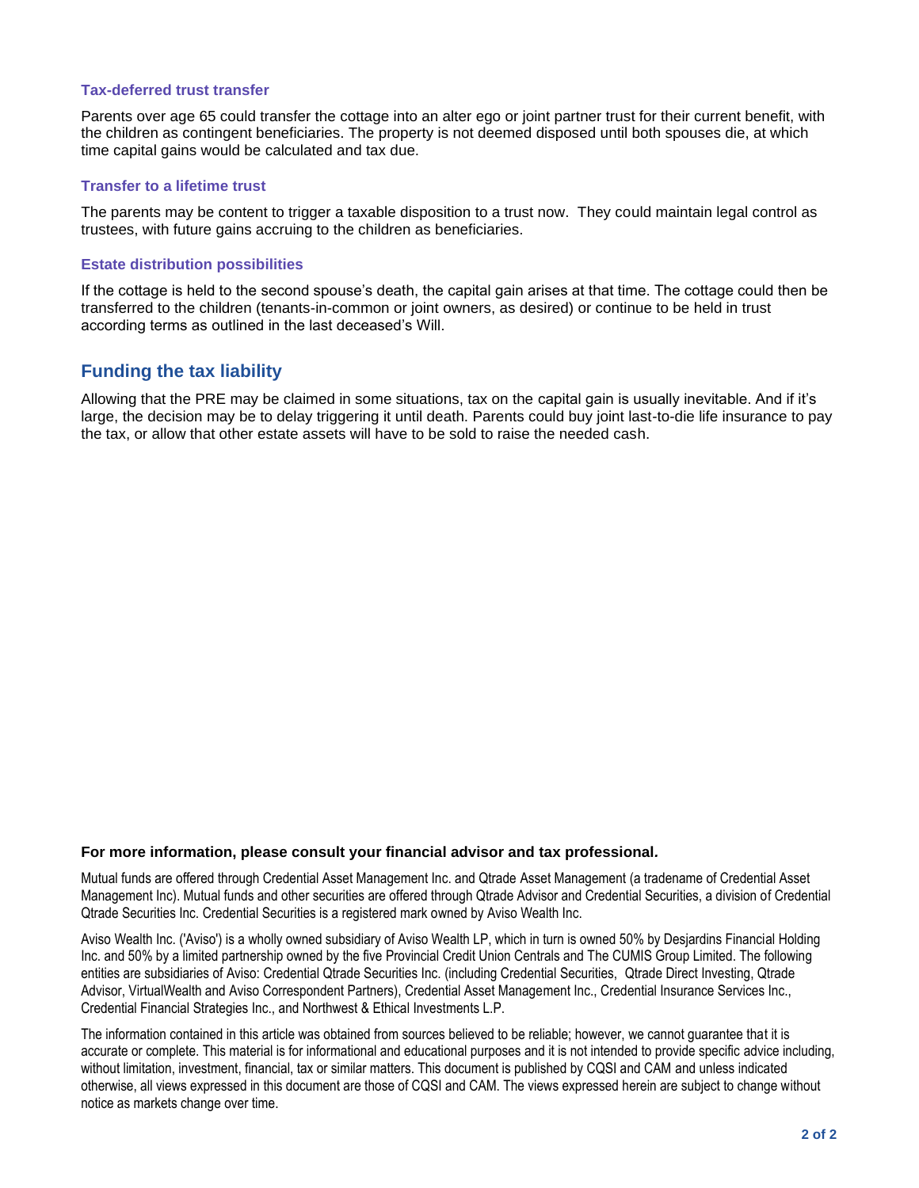### Tax-deferred trust transfer

Parents over age 65 could transfer the cottage into an alter ego or joint partner trust for their current benefit, with the children as contingent beneficiaries. The property is not deemed disposed until both spouses die, at which time capital gains would be calculated and tax due.

### Transfer to a lifetime trust

The parents may be content to trigger a taxable disposition to a trust now. They could maintain legal control as trustees, with future gains accruing to the children as beneficiaries.

### Estate distribution possibilities

If the cottage is held to the second spouse's death, the capital gain arises at that time. The cottage could then be transferred to the children (tenants-in-common or joint owners, as desired) or continue to be held in trust according terms as outlined in the last deceased's Will.

## Funding the tax liability

Allowing that the PRE may be claimed in some situations, tax on the capital gain is usually inevitable. And if it's large, the decision may be to delay triggering it until death. Parents could buy joint last-to-die life insurance to pay the tax, or allow that other estate assets will have to be sold to raise the needed cash.

**For more information, please consult your financial advisor and tax professional.**

Mutual funds are offered through Credential Asset Management Inc. and Qtrade Asset Management (a tradename of Credential Asset Management Inc). Mutual funds and other securities are offered through Qtrade Advisor and Credential Securities, a division of Credential Qtrade Securities Inc. Credential Securities is a registered mark owned by Aviso Wealth Inc.

Aviso Wealth Inc. ('Aviso') is a wholly owned subsidiary of Aviso Wealth LP, which in turn is owned 50% by Desjardins Financial Holding Inc. and 50% by a limited partnership owned by the five Provincial Credit Union Centrals and The CUMIS Group Limited. The following entities are subsidiaries of Aviso: Credential Qtrade Securities Inc. (including Credential Securities, Qtrade Direct Investing, Qtrade Advisor, VirtualWealth and Aviso Correspondent Partners), Credential Asset Management Inc., Credential Insurance Services Inc., Credential Financial Strategies Inc., and Northwest & Ethical Investments L.P.

The information contained in this article was obtained from sources believed to be reliable; however, we cannot guarantee that it is accurate or complete. This material is for informational and educational purposes and it is not intended to provide specific advice including, without limitation, investment, financial, tax or similar matters. This document is published by CQSI and CAM and unless indicated otherwise, all views expressed in this document are those of CQSI and CAM. The views expressed herein are subject to change without notice as markets change over time.